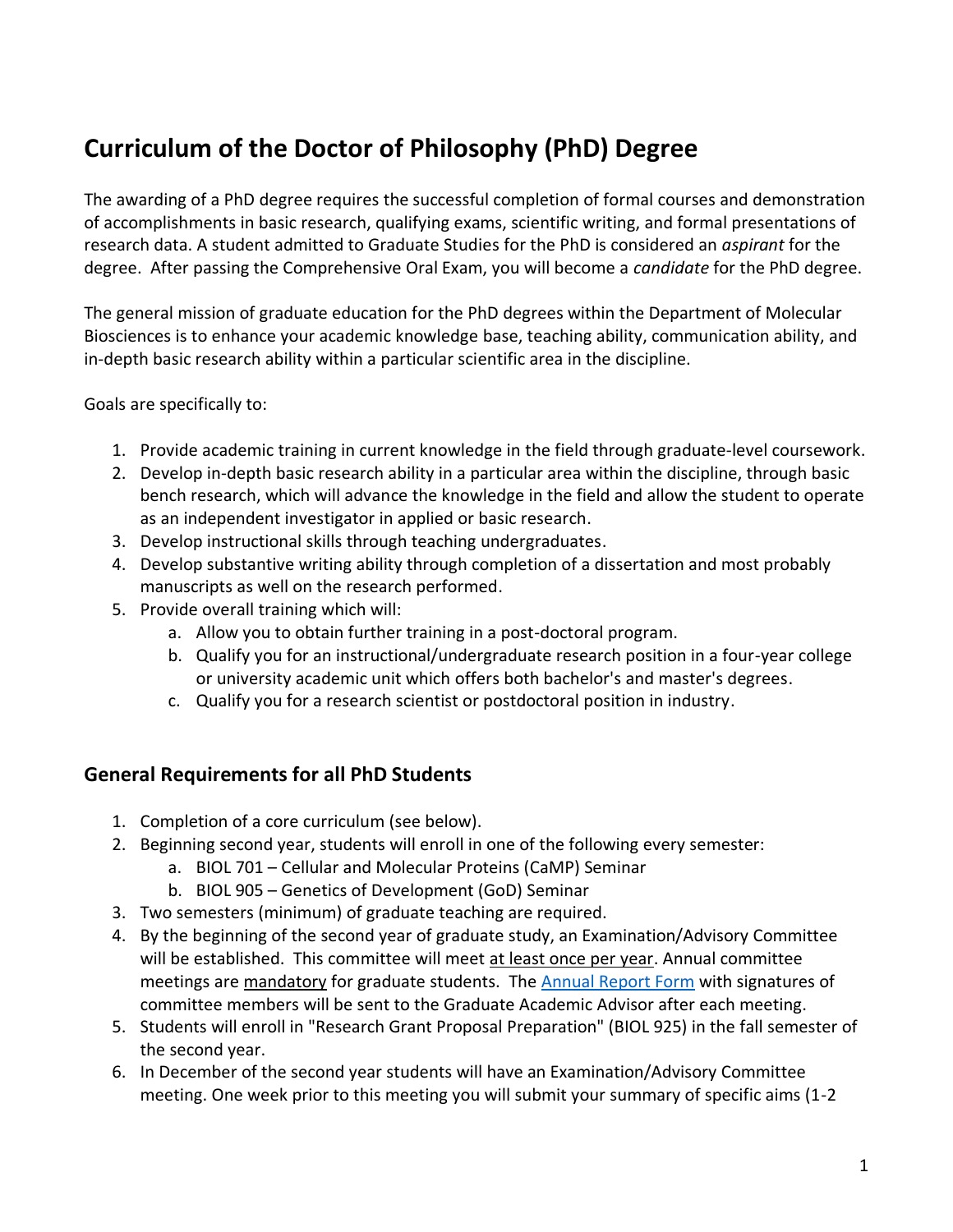# Curriculum of the Doctor of Philosophy (PhD) Degree

The awarding of a PhD degree requires the successful completion of formal courses and demonstration of accomplishments in basic research, qualifying exams, scientific writing, and formal presentations of research data. A student admitted to Graduate Studies for the PhD is considered an *aspirant* for the degree. After passing the Comprehensive Oral Exam, you will become a *candidate* for the PhD degree.

The general mission of graduate education for the PhD degrees within the Department of Molecular Biosciences is to enhance your academic knowledge base, teaching ability, communication ability, and in-depth basic research ability within a particular scientific area in the discipline.

Goals are specifically to:

1. Provide academic training in current knowledge in the field through graduate-level coursework.
2. Develop in-depth basic research ability in a particular area within the discipline, through basic bench research, which will advance the knowledge in the field and allow the student to operate as an independent investigator in applied or basic research.
3. Develop instructional skills through teaching undergraduates.
4. Develop substantive writing ability through completion of a dissertation and most probably manuscripts as well on the research performed.
5. Provide overall training which will:
    a. Allow you to obtain further training in a post-doctoral program.
    b. Qualify you for an instructional/undergraduate research position in a four-year college or university academic unit which offers both bachelor's and master's degrees.
    c. Qualify you for a research scientist or postdoctoral position in industry.

## General Requirements for all PhD Students

1. Completion of a core curriculum (see below).
2. Beginning second year, students will enroll in one of the following every semester:
    a. BIOL 701 – Cellular and Molecular Proteins (CaMP) Seminar
    b. BIOL 905 – Genetics of Development (GoD) Seminar
3. Two semesters (minimum) of graduate teaching are required.
4. By the beginning of the second year of graduate study, an Examination/Advisory Committee will be established. This committee will meet <u>at least once per year</u>. Annual committee meetings are <u>mandatory</u> for graduate students. The Annual Report Form with signatures of committee members will be sent to the Graduate Academic Advisor after each meeting.
5. Students will enroll in "Research Grant Proposal Preparation" (BIOL 925) in the fall semester of the second year.
6. In December of the second year students will have an Examination/Advisory Committee meeting. One week prior to this meeting you will submit your summary of specific aims (1-2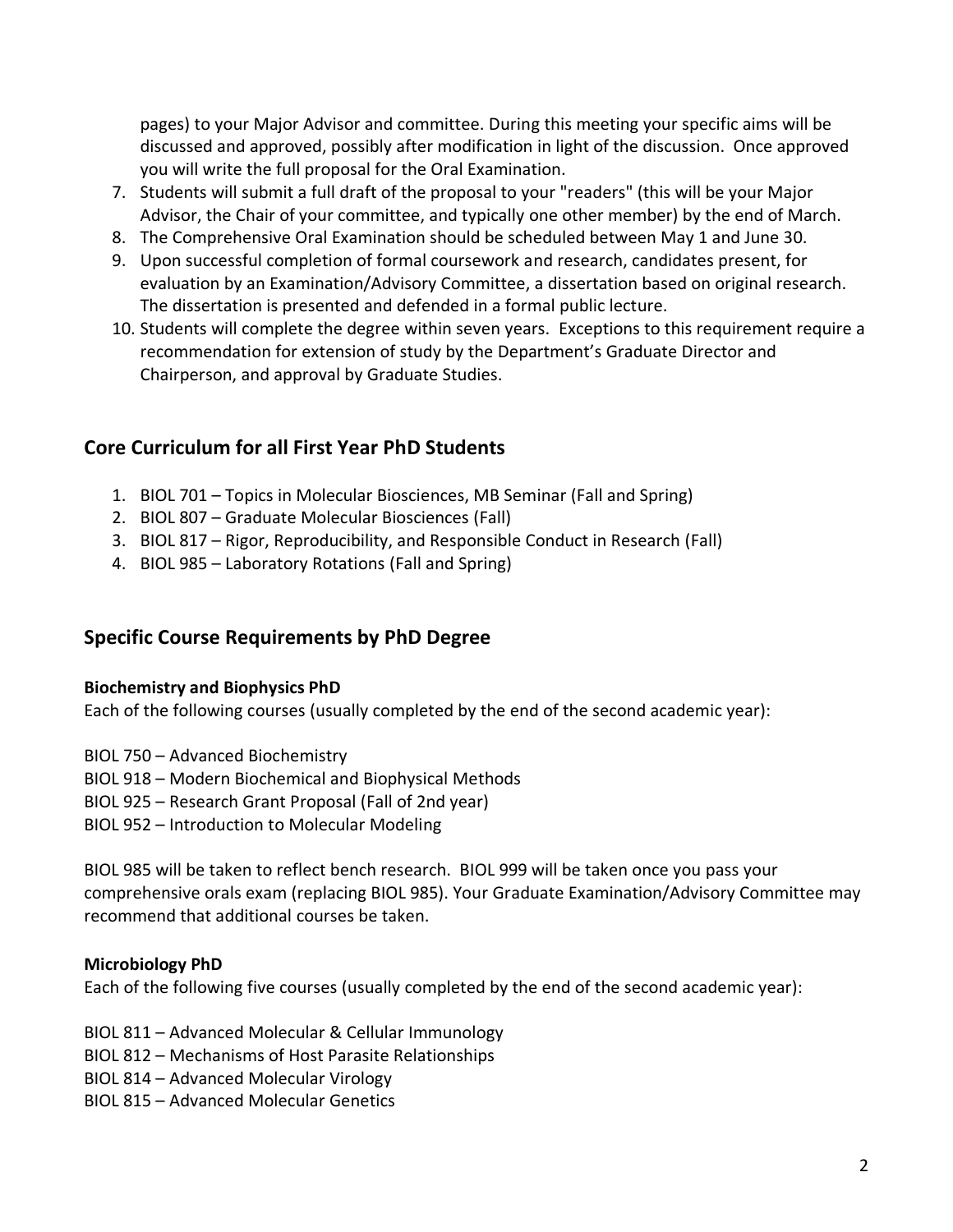pages) to your Major Advisor and committee. During this meeting your specific aims will be discussed and approved, possibly after modification in light of the discussion. Once approved you will write the full proposal for the Oral Examination.

7. Students will submit a full draft of the proposal to your "readers" (this will be your Major Advisor, the Chair of your committee, and typically one other member) by the end of March.
8. The Comprehensive Oral Examination should be scheduled between May 1 and June 30.
9. Upon successful completion of formal coursework and research, candidates present, for evaluation by an Examination/Advisory Committee, a dissertation based on original research. The dissertation is presented and defended in a formal public lecture.
10. Students will complete the degree within seven years. Exceptions to this requirement require a recommendation for extension of study by the Department's Graduate Director and Chairperson, and approval by Graduate Studies.

## Core Curriculum for all First Year PhD Students

1. BIOL 701 – Topics in Molecular Biosciences, MB Seminar (Fall and Spring)
2. BIOL 807 – Graduate Molecular Biosciences (Fall)
3. BIOL 817 – Rigor, Reproducibility, and Responsible Conduct in Research (Fall)
4. BIOL 985 – Laboratory Rotations (Fall and Spring)

## Specific Course Requirements by PhD Degree

**Biochemistry and Biophysics PhD**
Each of the following courses (usually completed by the end of the second academic year):

BIOL 750 – Advanced Biochemistry
BIOL 918 – Modern Biochemical and Biophysical Methods
BIOL 925 – Research Grant Proposal (Fall of 2nd year)
BIOL 952 – Introduction to Molecular Modeling

BIOL 985 will be taken to reflect bench research. BIOL 999 will be taken once you pass your comprehensive orals exam (replacing BIOL 985). Your Graduate Examination/Advisory Committee may recommend that additional courses be taken.

**Microbiology PhD**
Each of the following five courses (usually completed by the end of the second academic year):

BIOL 811 – Advanced Molecular & Cellular Immunology
BIOL 812 – Mechanisms of Host Parasite Relationships
BIOL 814 – Advanced Molecular Virology
BIOL 815 – Advanced Molecular Genetics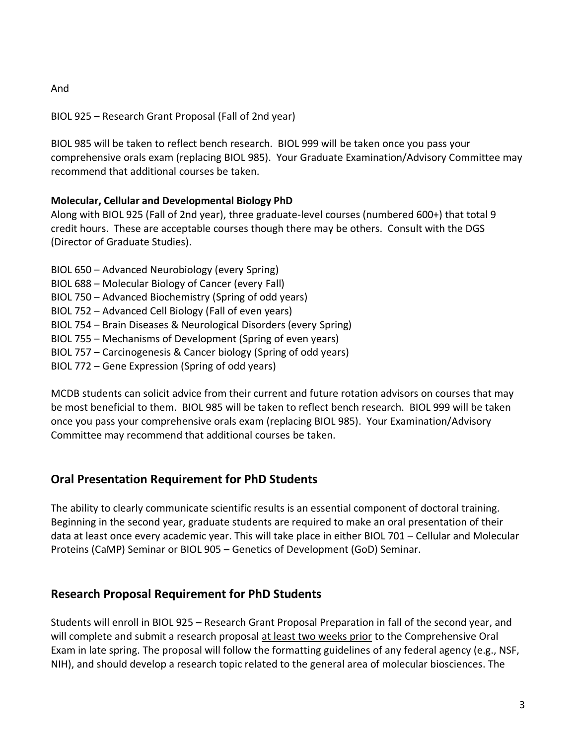And

BIOL 925 – Research Grant Proposal (Fall of 2nd year)

BIOL 985 will be taken to reflect bench research. BIOL 999 will be taken once you pass your comprehensive orals exam (replacing BIOL 985). Your Graduate Examination/Advisory Committee may recommend that additional courses be taken.

**Molecular, Cellular and Developmental Biology PhD**

Along with BIOL 925 (Fall of 2nd year), three graduate-level courses (numbered 600+) that total 9 credit hours. These are acceptable courses though there may be others. Consult with the DGS (Director of Graduate Studies).

BIOL 650 – Advanced Neurobiology (every Spring)
BIOL 688 – Molecular Biology of Cancer (every Fall)
BIOL 750 – Advanced Biochemistry (Spring of odd years)
BIOL 752 – Advanced Cell Biology (Fall of even years)
BIOL 754 – Brain Diseases & Neurological Disorders (every Spring)
BIOL 755 – Mechanisms of Development (Spring of even years)
BIOL 757 – Carcinogenesis & Cancer biology (Spring of odd years)
BIOL 772 – Gene Expression (Spring of odd years)

MCDB students can solicit advice from their current and future rotation advisors on courses that may be most beneficial to them. BIOL 985 will be taken to reflect bench research. BIOL 999 will be taken once you pass your comprehensive orals exam (replacing BIOL 985). Your Examination/Advisory Committee may recommend that additional courses be taken.

## Oral Presentation Requirement for PhD Students

The ability to clearly communicate scientific results is an essential component of doctoral training. Beginning in the second year, graduate students are required to make an oral presentation of their data at least once every academic year. This will take place in either BIOL 701 – Cellular and Molecular Proteins (CaMP) Seminar or BIOL 905 – Genetics of Development (GoD) Seminar.

## Research Proposal Requirement for PhD Students

Students will enroll in BIOL 925 – Research Grant Proposal Preparation in fall of the second year, and will complete and submit a research proposal <u>at least two weeks prior</u> to the Comprehensive Oral Exam in late spring. The proposal will follow the formatting guidelines of any federal agency (e.g., NSF, NIH), and should develop a research topic related to the general area of molecular biosciences. The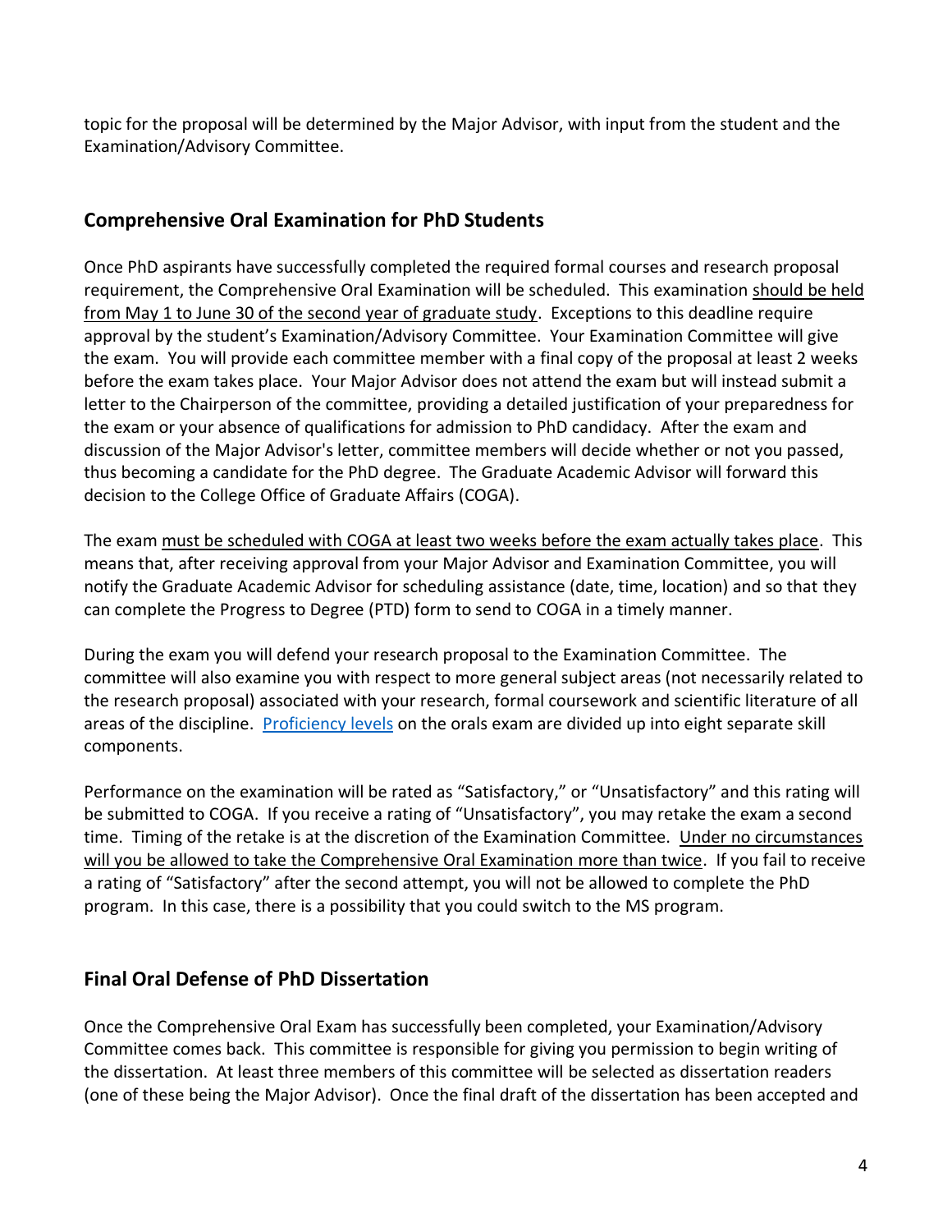topic for the proposal will be determined by the Major Advisor, with input from the student and the Examination/Advisory Committee.

## Comprehensive Oral Examination for PhD Students

Once PhD aspirants have successfully completed the required formal courses and research proposal requirement, the Comprehensive Oral Examination will be scheduled. This examination should be held from May 1 to June 30 of the second year of graduate study. Exceptions to this deadline require approval by the student's Examination/Advisory Committee. Your Examination Committee will give the exam. You will provide each committee member with a final copy of the proposal at least 2 weeks before the exam takes place. Your Major Advisor does not attend the exam but will instead submit a letter to the Chairperson of the committee, providing a detailed justification of your preparedness for the exam or your absence of qualifications for admission to PhD candidacy. After the exam and discussion of the Major Advisor's letter, committee members will decide whether or not you passed, thus becoming a candidate for the PhD degree. The Graduate Academic Advisor will forward this decision to the College Office of Graduate Affairs (COGA).

The exam must be scheduled with COGA at least two weeks before the exam actually takes place. This means that, after receiving approval from your Major Advisor and Examination Committee, you will notify the Graduate Academic Advisor for scheduling assistance (date, time, location) and so that they can complete the Progress to Degree (PTD) form to send to COGA in a timely manner.

During the exam you will defend your research proposal to the Examination Committee. The committee will also examine you with respect to more general subject areas (not necessarily related to the research proposal) associated with your research, formal coursework and scientific literature of all areas of the discipline. [Proficiency levels]() on the orals exam are divided up into eight separate skill components.

Performance on the examination will be rated as "Satisfactory," or "Unsatisfactory" and this rating will be submitted to COGA. If you receive a rating of "Unsatisfactory", you may retake the exam a second time. Timing of the retake is at the discretion of the Examination Committee. Under no circumstances will you be allowed to take the Comprehensive Oral Examination more than twice. If you fail to receive a rating of "Satisfactory" after the second attempt, you will not be allowed to complete the PhD program. In this case, there is a possibility that you could switch to the MS program.

## Final Oral Defense of PhD Dissertation

Once the Comprehensive Oral Exam has successfully been completed, your Examination/Advisory Committee comes back. This committee is responsible for giving you permission to begin writing of the dissertation. At least three members of this committee will be selected as dissertation readers (one of these being the Major Advisor). Once the final draft of the dissertation has been accepted and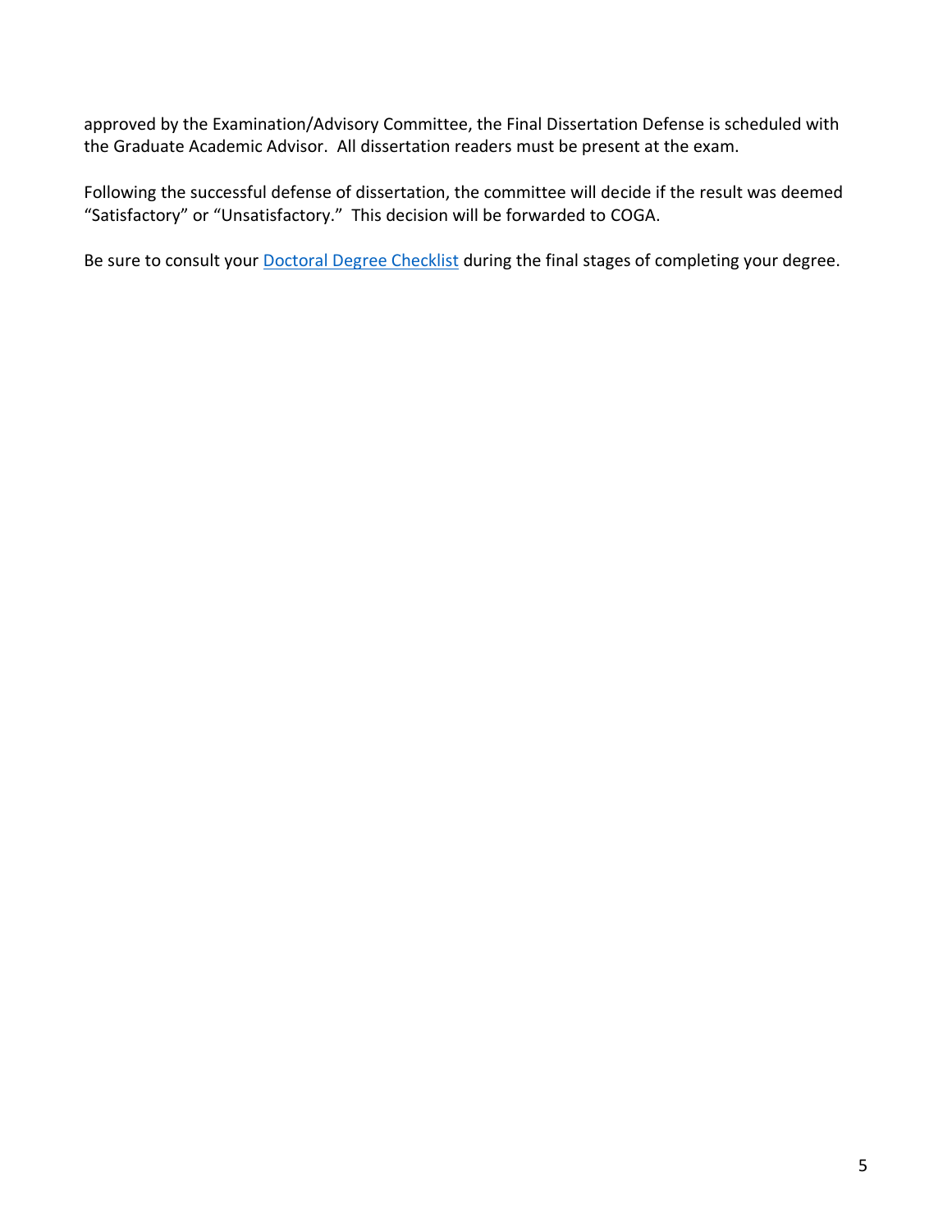approved by the Examination/Advisory Committee, the Final Dissertation Defense is scheduled with the Graduate Academic Advisor. All dissertation readers must be present at the exam.

Following the successful defense of dissertation, the committee will decide if the result was deemed "Satisfactory" or "Unsatisfactory." This decision will be forwarded to COGA.

Be sure to consult your [Doctoral Degree Checklist]() during the final stages of completing your degree.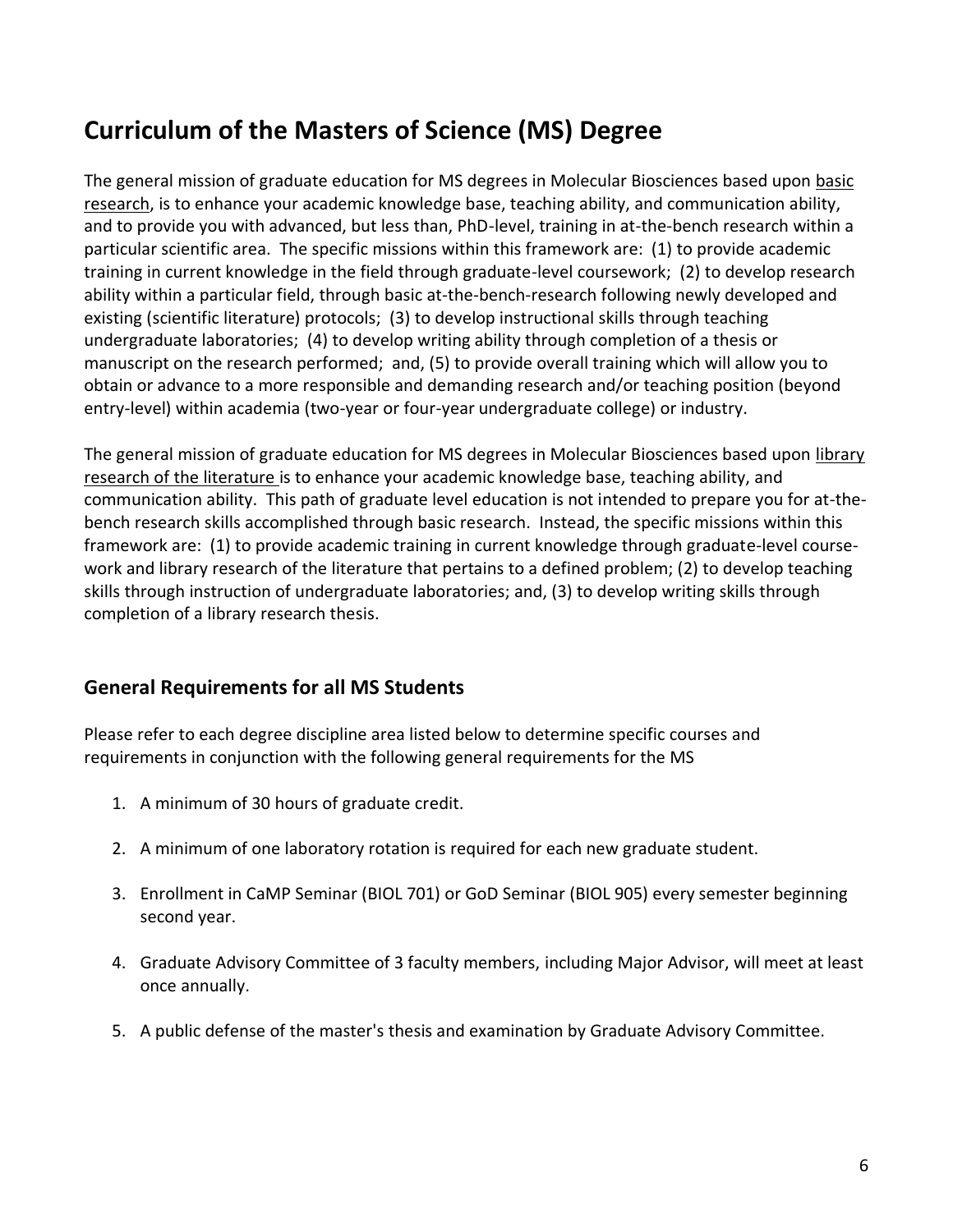# Curriculum of the Masters of Science (MS) Degree

The general mission of graduate education for MS degrees in Molecular Biosciences based upon <u>basic research</u>, is to enhance your academic knowledge base, teaching ability, and communication ability, and to provide you with advanced, but less than, PhD-level, training in at-the-bench research within a particular scientific area. The specific missions within this framework are: (1) to provide academic training in current knowledge in the field through graduate-level coursework; (2) to develop research ability within a particular field, through basic at-the-bench-research following newly developed and existing (scientific literature) protocols; (3) to develop instructional skills through teaching undergraduate laboratories; (4) to develop writing ability through completion of a thesis or manuscript on the research performed; and, (5) to provide overall training which will allow you to obtain or advance to a more responsible and demanding research and/or teaching position (beyond entry-level) within academia (two-year or four-year undergraduate college) or industry.

The general mission of graduate education for MS degrees in Molecular Biosciences based upon <u>library research of the literature</u> is to enhance your academic knowledge base, teaching ability, and communication ability. This path of graduate level education is not intended to prepare you for at-the-bench research skills accomplished through basic research. Instead, the specific missions within this framework are: (1) to provide academic training in current knowledge through graduate-level course-work and library research of the literature that pertains to a defined problem; (2) to develop teaching skills through instruction of undergraduate laboratories; and, (3) to develop writing skills through completion of a library research thesis.

## General Requirements for all MS Students

Please refer to each degree discipline area listed below to determine specific courses and requirements in conjunction with the following general requirements for the MS

1. A minimum of 30 hours of graduate credit.
2. A minimum of one laboratory rotation is required for each new graduate student.
3. Enrollment in CaMP Seminar (BIOL 701) or GoD Seminar (BIOL 905) every semester beginning second year.
4. Graduate Advisory Committee of 3 faculty members, including Major Advisor, will meet at least once annually.
5. A public defense of the master's thesis and examination by Graduate Advisory Committee.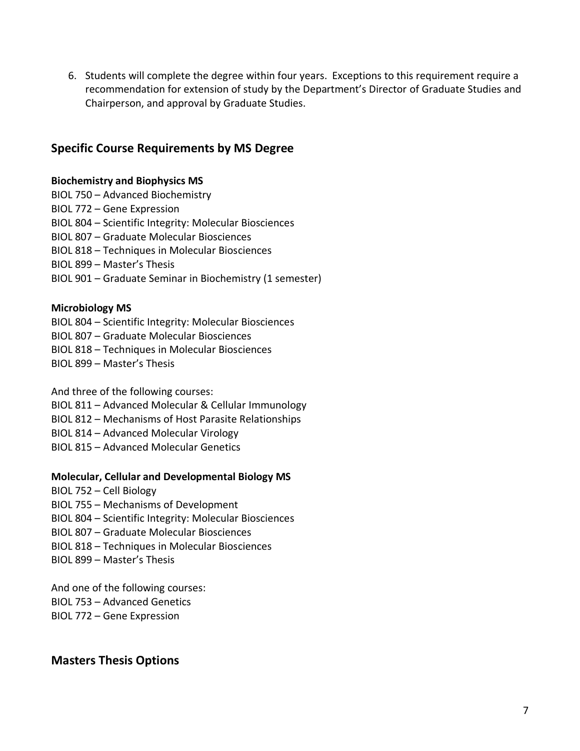6. Students will complete the degree within four years. Exceptions to this requirement require a recommendation for extension of study by the Department's Director of Graduate Studies and Chairperson, and approval by Graduate Studies.

## Specific Course Requirements by MS Degree

**Biochemistry and Biophysics MS**

BIOL 750 – Advanced Biochemistry
BIOL 772 – Gene Expression
BIOL 804 – Scientific Integrity: Molecular Biosciences
BIOL 807 – Graduate Molecular Biosciences
BIOL 818 – Techniques in Molecular Biosciences
BIOL 899 – Master's Thesis
BIOL 901 – Graduate Seminar in Biochemistry (1 semester)

**Microbiology MS**

BIOL 804 – Scientific Integrity: Molecular Biosciences
BIOL 807 – Graduate Molecular Biosciences
BIOL 818 – Techniques in Molecular Biosciences
BIOL 899 – Master's Thesis

And three of the following courses:
BIOL 811 – Advanced Molecular & Cellular Immunology
BIOL 812 – Mechanisms of Host Parasite Relationships
BIOL 814 – Advanced Molecular Virology
BIOL 815 – Advanced Molecular Genetics

**Molecular, Cellular and Developmental Biology MS**

BIOL 752 – Cell Biology
BIOL 755 – Mechanisms of Development
BIOL 804 – Scientific Integrity: Molecular Biosciences
BIOL 807 – Graduate Molecular Biosciences
BIOL 818 – Techniques in Molecular Biosciences
BIOL 899 – Master's Thesis

And one of the following courses:
BIOL 753 – Advanced Genetics
BIOL 772 – Gene Expression

## Masters Thesis Options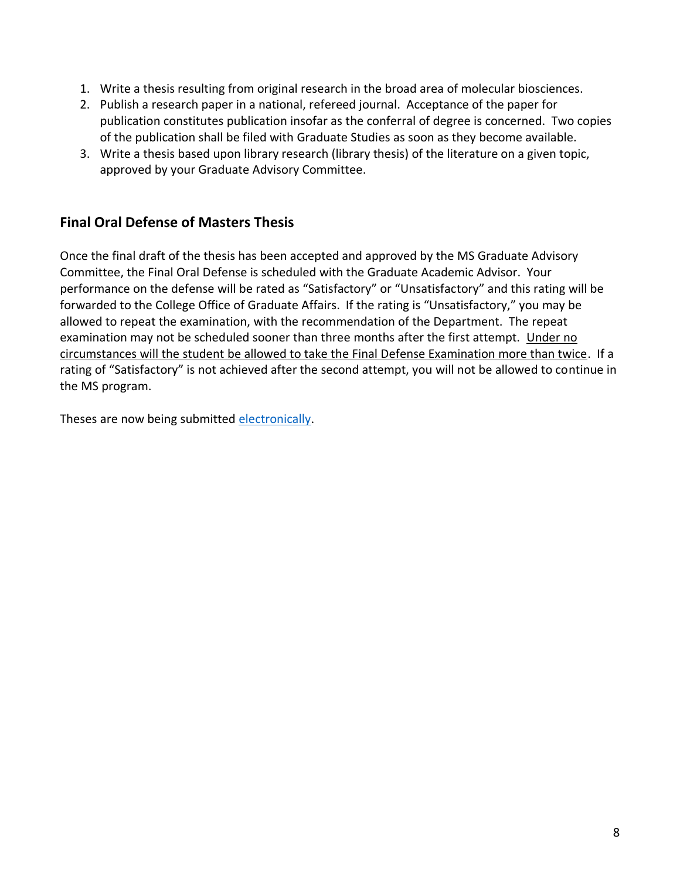1. Write a thesis resulting from original research in the broad area of molecular biosciences.
2. Publish a research paper in a national, refereed journal. Acceptance of the paper for publication constitutes publication insofar as the conferral of degree is concerned. Two copies of the publication shall be filed with Graduate Studies as soon as they become available.
3. Write a thesis based upon library research (library thesis) of the literature on a given topic, approved by your Graduate Advisory Committee.

## Final Oral Defense of Masters Thesis

Once the final draft of the thesis has been accepted and approved by the MS Graduate Advisory Committee, the Final Oral Defense is scheduled with the Graduate Academic Advisor. Your performance on the defense will be rated as "Satisfactory" or "Unsatisfactory" and this rating will be forwarded to the College Office of Graduate Affairs. If the rating is "Unsatisfactory," you may be allowed to repeat the examination, with the recommendation of the Department. The repeat examination may not be scheduled sooner than three months after the first attempt. <u>Under no circumstances will the student be allowed to take the Final Defense Examination more than twice</u>. If a rating of "Satisfactory" is not achieved after the second attempt, you will not be allowed to continue in the MS program.

Theses are now being submitted [electronically]().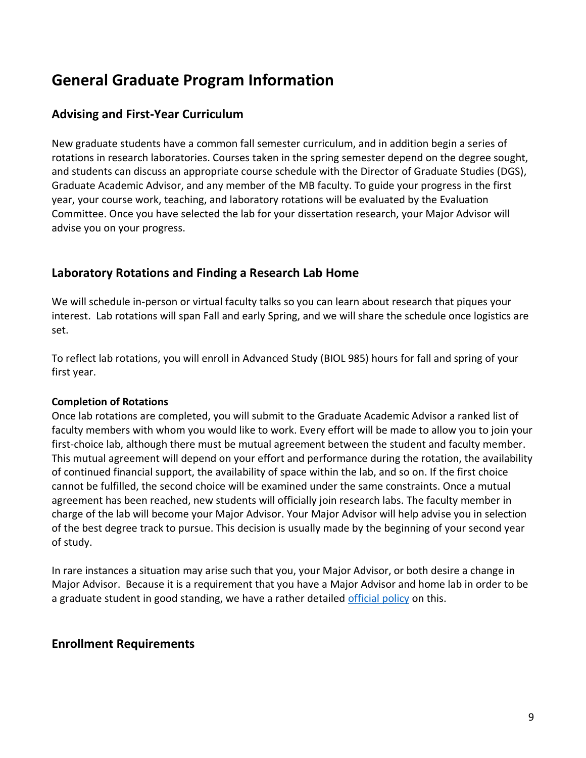# General Graduate Program Information

## Advising and First-Year Curriculum

New graduate students have a common fall semester curriculum, and in addition begin a series of rotations in research laboratories. Courses taken in the spring semester depend on the degree sought, and students can discuss an appropriate course schedule with the Director of Graduate Studies (DGS), Graduate Academic Advisor, and any member of the MB faculty. To guide your progress in the first year, your course work, teaching, and laboratory rotations will be evaluated by the Evaluation Committee. Once you have selected the lab for your dissertation research, your Major Advisor will advise you on your progress.

## Laboratory Rotations and Finding a Research Lab Home

We will schedule in-person or virtual faculty talks so you can learn about research that piques your interest. Lab rotations will span Fall and early Spring, and we will share the schedule once logistics are set.

To reflect lab rotations, you will enroll in Advanced Study (BIOL 985) hours for fall and spring of your first year.

**Completion of Rotations**

Once lab rotations are completed, you will submit to the Graduate Academic Advisor a ranked list of faculty members with whom you would like to work. Every effort will be made to allow you to join your first-choice lab, although there must be mutual agreement between the student and faculty member. This mutual agreement will depend on your effort and performance during the rotation, the availability of continued financial support, the availability of space within the lab, and so on. If the first choice cannot be fulfilled, the second choice will be examined under the same constraints. Once a mutual agreement has been reached, new students will officially join research labs. The faculty member in charge of the lab will become your Major Advisor. Your Major Advisor will help advise you in selection of the best degree track to pursue. This decision is usually made by the beginning of your second year of study.

In rare instances a situation may arise such that you, your Major Advisor, or both desire a change in Major Advisor. Because it is a requirement that you have a Major Advisor and home lab in order to be a graduate student in good standing, we have a rather detailed official policy on this.

## Enrollment Requirements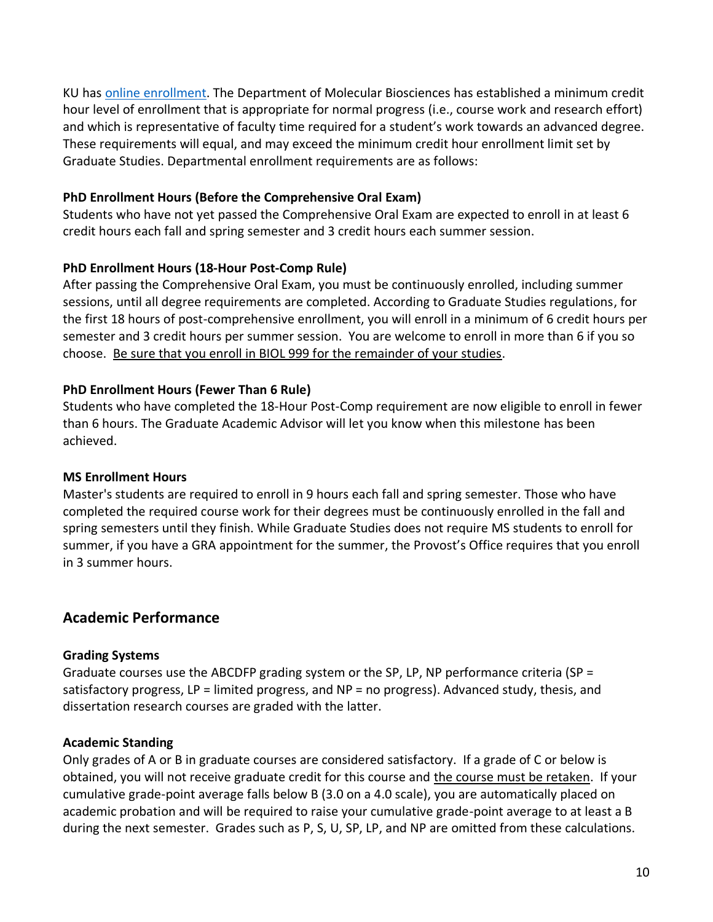KU has [online enrollment](). The Department of Molecular Biosciences has established a minimum credit hour level of enrollment that is appropriate for normal progress (i.e., course work and research effort) and which is representative of faculty time required for a student's work towards an advanced degree. These requirements will equal, and may exceed the minimum credit hour enrollment limit set by Graduate Studies. Departmental enrollment requirements are as follows:

**PhD Enrollment Hours (Before the Comprehensive Oral Exam)**
Students who have not yet passed the Comprehensive Oral Exam are expected to enroll in at least 6 credit hours each fall and spring semester and 3 credit hours each summer session.

**PhD Enrollment Hours (18-Hour Post-Comp Rule)**
After passing the Comprehensive Oral Exam, you must be continuously enrolled, including summer sessions, until all degree requirements are completed. According to Graduate Studies regulations, for the first 18 hours of post-comprehensive enrollment, you will enroll in a minimum of 6 credit hours per semester and 3 credit hours per summer session. You are welcome to enroll in more than 6 if you so choose. <u>Be sure that you enroll in BIOL 999 for the remainder of your studies</u>.

**PhD Enrollment Hours (Fewer Than 6 Rule)**
Students who have completed the 18-Hour Post-Comp requirement are now eligible to enroll in fewer than 6 hours. The Graduate Academic Advisor will let you know when this milestone has been achieved.

**MS Enrollment Hours**
Master's students are required to enroll in 9 hours each fall and spring semester. Those who have completed the required course work for their degrees must be continuously enrolled in the fall and spring semesters until they finish. While Graduate Studies does not require MS students to enroll for summer, if you have a GRA appointment for the summer, the Provost's Office requires that you enroll in 3 summer hours.

## Academic Performance

**Grading Systems**
Graduate courses use the ABCDFP grading system or the SP, LP, NP performance criteria (SP = satisfactory progress, LP = limited progress, and NP = no progress). Advanced study, thesis, and dissertation research courses are graded with the latter.

**Academic Standing**
Only grades of A or B in graduate courses are considered satisfactory. If a grade of C or below is obtained, you will not receive graduate credit for this course and <u>the course must be retaken</u>. If your cumulative grade-point average falls below B (3.0 on a 4.0 scale), you are automatically placed on academic probation and will be required to raise your cumulative grade-point average to at least a B during the next semester. Grades such as P, S, U, SP, LP, and NP are omitted from these calculations.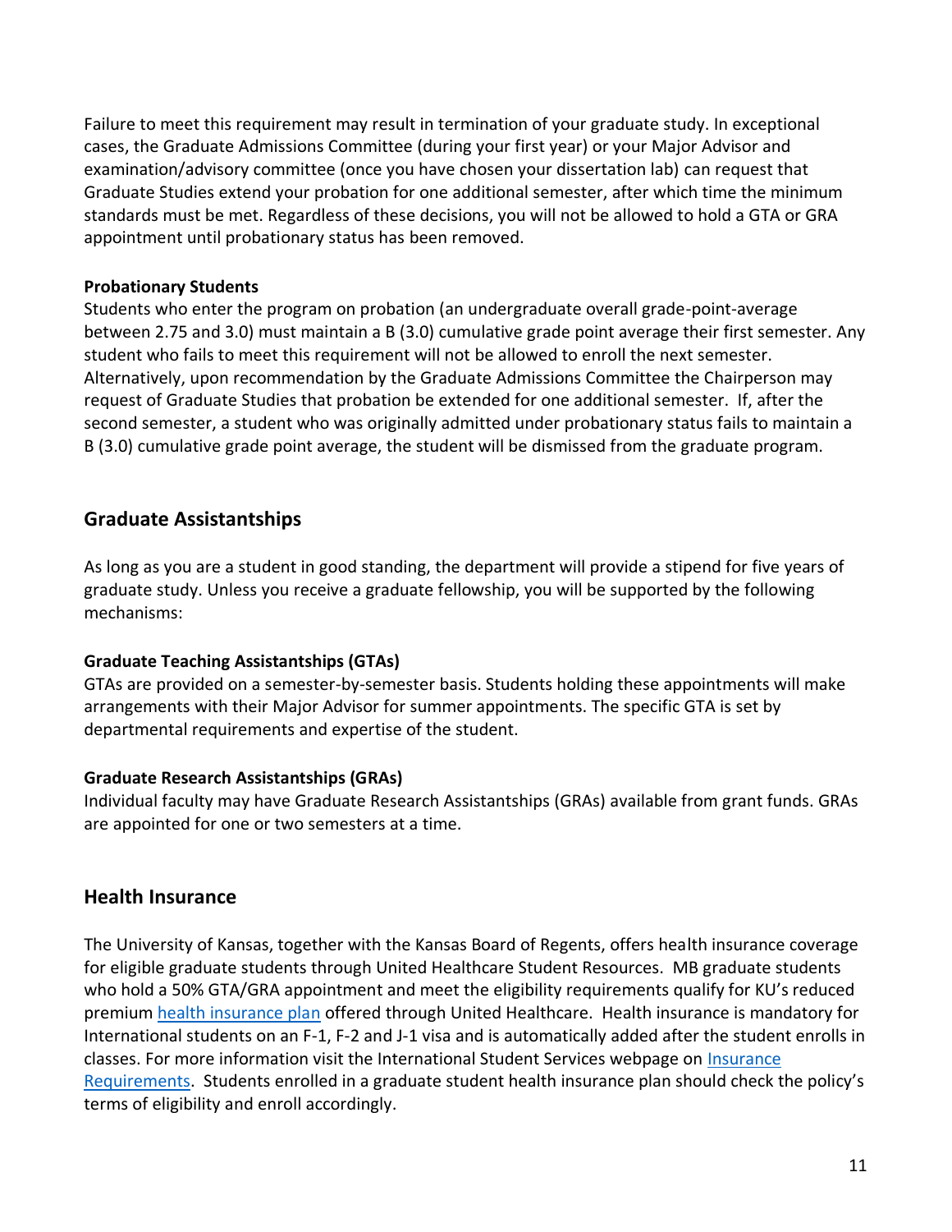Failure to meet this requirement may result in termination of your graduate study. In exceptional cases, the Graduate Admissions Committee (during your first year) or your Major Advisor and examination/advisory committee (once you have chosen your dissertation lab) can request that Graduate Studies extend your probation for one additional semester, after which time the minimum standards must be met. Regardless of these decisions, you will not be allowed to hold a GTA or GRA appointment until probationary status has been removed.

### Probationary Students

Students who enter the program on probation (an undergraduate overall grade-point-average between 2.75 and 3.0) must maintain a B (3.0) cumulative grade point average their first semester. Any student who fails to meet this requirement will not be allowed to enroll the next semester. Alternatively, upon recommendation by the Graduate Admissions Committee the Chairperson may request of Graduate Studies that probation be extended for one additional semester. If, after the second semester, a student who was originally admitted under probationary status fails to maintain a B (3.0) cumulative grade point average, the student will be dismissed from the graduate program.

## Graduate Assistantships

As long as you are a student in good standing, the department will provide a stipend for five years of graduate study. Unless you receive a graduate fellowship, you will be supported by the following mechanisms:

### Graduate Teaching Assistantships (GTAs)

GTAs are provided on a semester-by-semester basis. Students holding these appointments will make arrangements with their Major Advisor for summer appointments. The specific GTA is set by departmental requirements and expertise of the student.

### Graduate Research Assistantships (GRAs)

Individual faculty may have Graduate Research Assistantships (GRAs) available from grant funds. GRAs are appointed for one or two semesters at a time.

## Health Insurance

The University of Kansas, together with the Kansas Board of Regents, offers health insurance coverage for eligible graduate students through United Healthcare Student Resources. MB graduate students who hold a 50% GTA/GRA appointment and meet the eligibility requirements qualify for KU's reduced premium health insurance plan offered through United Healthcare. Health insurance is mandatory for International students on an F-1, F-2 and J-1 visa and is automatically added after the student enrolls in classes. For more information visit the International Student Services webpage on Insurance Requirements. Students enrolled in a graduate student health insurance plan should check the policy's terms of eligibility and enroll accordingly.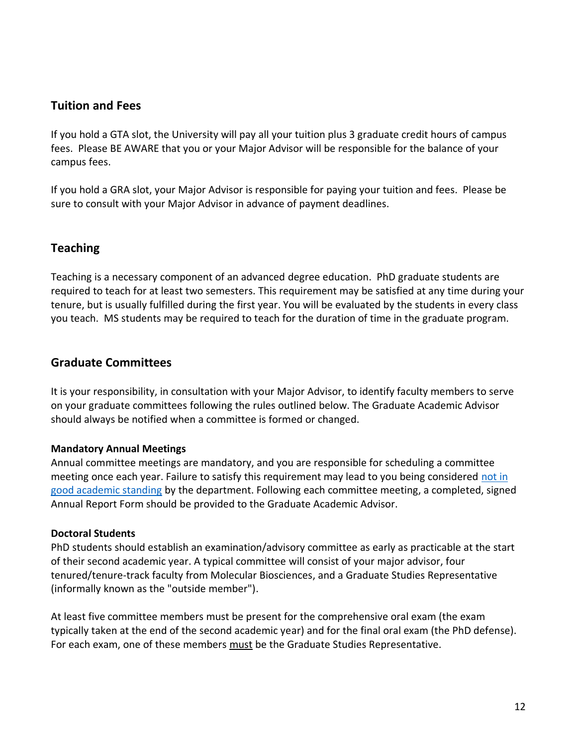## Tuition and Fees

If you hold a GTA slot, the University will pay all your tuition plus 3 graduate credit hours of campus fees. Please BE AWARE that you or your Major Advisor will be responsible for the balance of your campus fees.

If you hold a GRA slot, your Major Advisor is responsible for paying your tuition and fees. Please be sure to consult with your Major Advisor in advance of payment deadlines.

## Teaching

Teaching is a necessary component of an advanced degree education. PhD graduate students are required to teach for at least two semesters. This requirement may be satisfied at any time during your tenure, but is usually fulfilled during the first year. You will be evaluated by the students in every class you teach. MS students may be required to teach for the duration of time in the graduate program.

## Graduate Committees

It is your responsibility, in consultation with your Major Advisor, to identify faculty members to serve on your graduate committees following the rules outlined below. The Graduate Academic Advisor should always be notified when a committee is formed or changed.

**Mandatory Annual Meetings**

Annual committee meetings are mandatory, and you are responsible for scheduling a committee meeting once each year. Failure to satisfy this requirement may lead to you being considered not in good academic standing by the department. Following each committee meeting, a completed, signed Annual Report Form should be provided to the Graduate Academic Advisor.

**Doctoral Students**

PhD students should establish an examination/advisory committee as early as practicable at the start of their second academic year. A typical committee will consist of your major advisor, four tenured/tenure-track faculty from Molecular Biosciences, and a Graduate Studies Representative (informally known as the "outside member").

At least five committee members must be present for the comprehensive oral exam (the exam typically taken at the end of the second academic year) and for the final oral exam (the PhD defense). For each exam, one of these members must be the Graduate Studies Representative.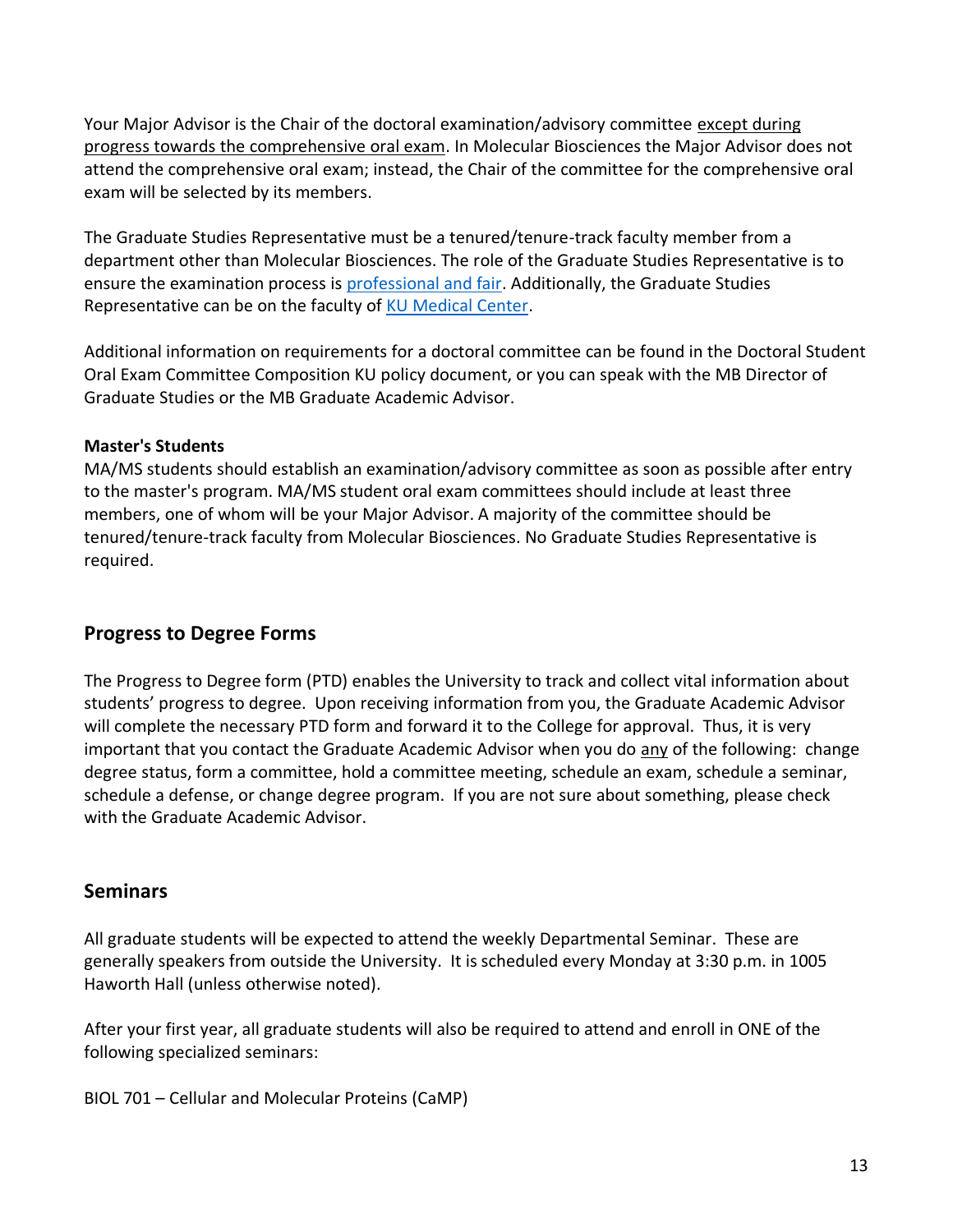Your Major Advisor is the Chair of the doctoral examination/advisory committee except during progress towards the comprehensive oral exam. In Molecular Biosciences the Major Advisor does not attend the comprehensive oral exam; instead, the Chair of the committee for the comprehensive oral exam will be selected by its members.

The Graduate Studies Representative must be a tenured/tenure-track faculty member from a department other than Molecular Biosciences. The role of the Graduate Studies Representative is to ensure the examination process is professional and fair. Additionally, the Graduate Studies Representative can be on the faculty of KU Medical Center.

Additional information on requirements for a doctoral committee can be found in the Doctoral Student Oral Exam Committee Composition KU policy document, or you can speak with the MB Director of Graduate Studies or the MB Graduate Academic Advisor.

**Master's Students**

MA/MS students should establish an examination/advisory committee as soon as possible after entry to the master's program. MA/MS student oral exam committees should include at least three members, one of whom will be your Major Advisor. A majority of the committee should be tenured/tenure-track faculty from Molecular Biosciences. No Graduate Studies Representative is required.

## Progress to Degree Forms

The Progress to Degree form (PTD) enables the University to track and collect vital information about students' progress to degree. Upon receiving information from you, the Graduate Academic Advisor will complete the necessary PTD form and forward it to the College for approval. Thus, it is very important that you contact the Graduate Academic Advisor when you do any of the following: change degree status, form a committee, hold a committee meeting, schedule an exam, schedule a seminar, schedule a defense, or change degree program. If you are not sure about something, please check with the Graduate Academic Advisor.

## Seminars

All graduate students will be expected to attend the weekly Departmental Seminar. These are generally speakers from outside the University. It is scheduled every Monday at 3:30 p.m. in 1005 Haworth Hall (unless otherwise noted).

After your first year, all graduate students will also be required to attend and enroll in ONE of the following specialized seminars:

BIOL 701 – Cellular and Molecular Proteins (CaMP)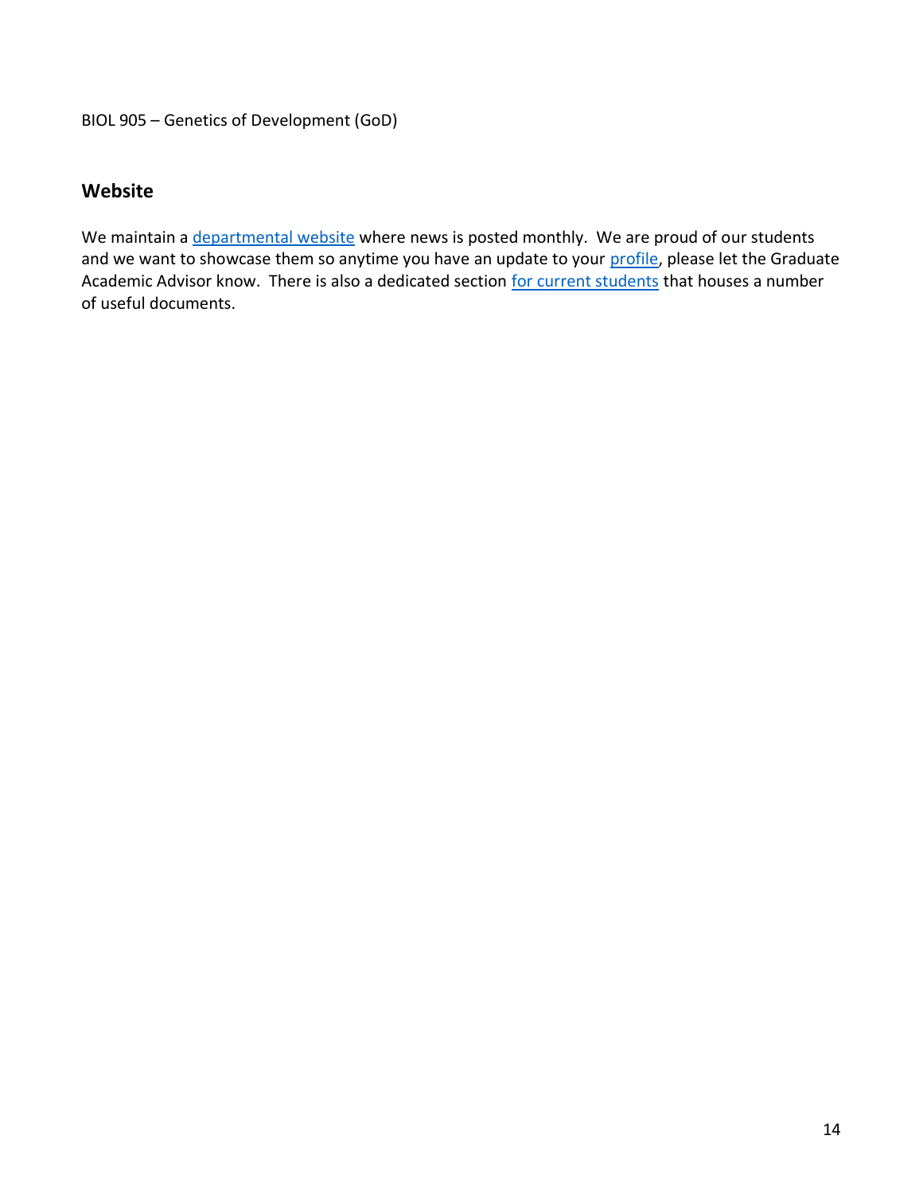BIOL 905 – Genetics of Development (GoD)

## Website

We maintain a departmental website where news is posted monthly. We are proud of our students and we want to showcase them so anytime you have an update to your profile, please let the Graduate Academic Advisor know. There is also a dedicated section for current students that houses a number of useful documents.